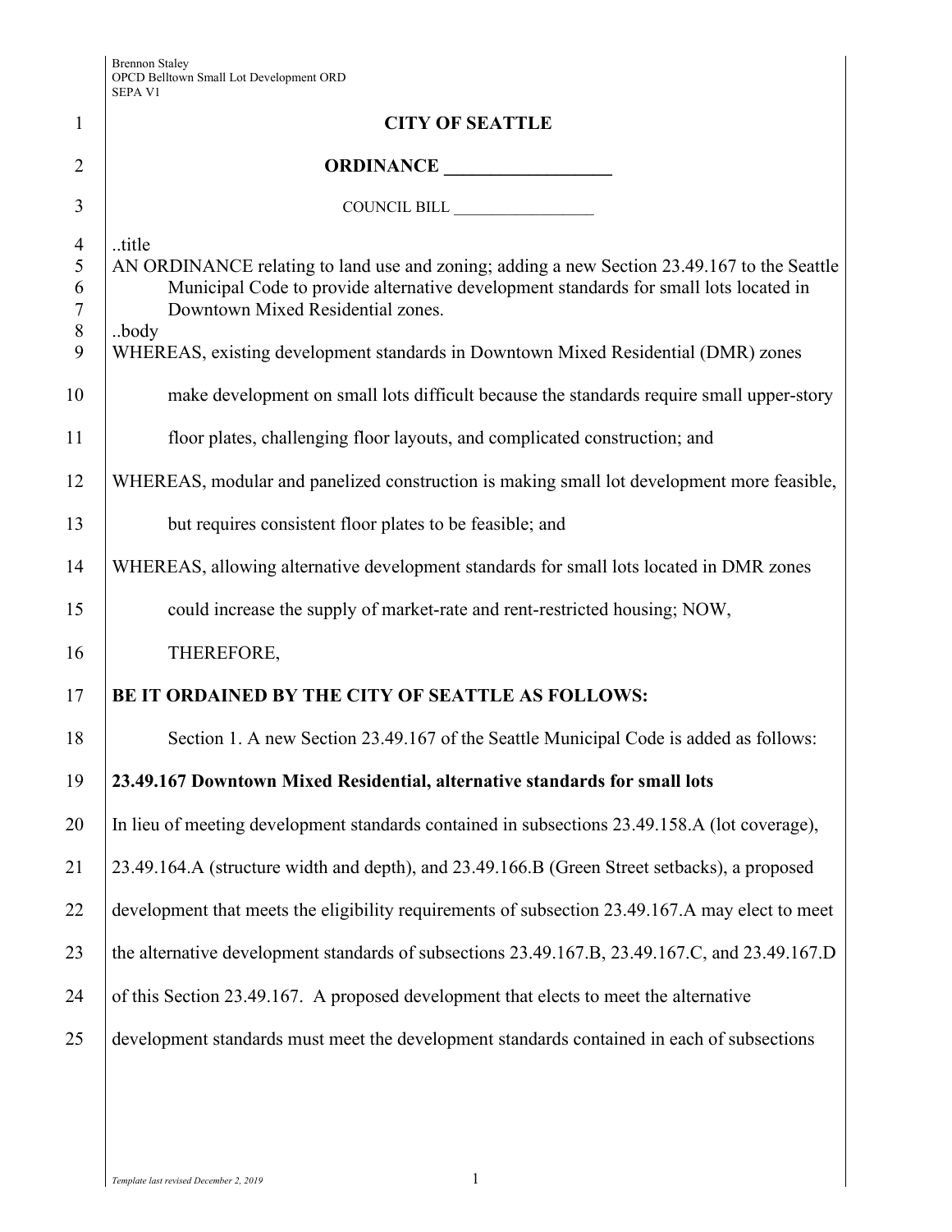Brennon Staley
OPCD Belltown Small Lot Development ORD
SEPA V1

# CITY OF SEATTLE

## ORDINANCE __________________

COUNCIL BILL __________________

..title

AN ORDINANCE relating to land use and zoning; adding a new Section 23.49.167 to the Seattle Municipal Code to provide alternative development standards for small lots located in Downtown Mixed Residential zones.

..body

WHEREAS, existing development standards in Downtown Mixed Residential (DMR) zones make development on small lots difficult because the standards require small upper-story floor plates, challenging floor layouts, and complicated construction; and

WHEREAS, modular and panelized construction is making small lot development more feasible, but requires consistent floor plates to be feasible; and

WHEREAS, allowing alternative development standards for small lots located in DMR zones could increase the supply of market-rate and rent-restricted housing; NOW, THEREFORE,

**BE IT ORDAINED BY THE CITY OF SEATTLE AS FOLLOWS:**

Section 1. A new Section 23.49.167 of the Seattle Municipal Code is added as follows:

**23.49.167 Downtown Mixed Residential, alternative standards for small lots**

In lieu of meeting development standards contained in subsections 23.49.158.A (lot coverage), 23.49.164.A (structure width and depth), and 23.49.166.B (Green Street setbacks), a proposed development that meets the eligibility requirements of subsection 23.49.167.A may elect to meet the alternative development standards of subsections 23.49.167.B, 23.49.167.C, and 23.49.167.D of this Section 23.49.167. A proposed development that elects to meet the alternative development standards must meet the development standards contained in each of subsections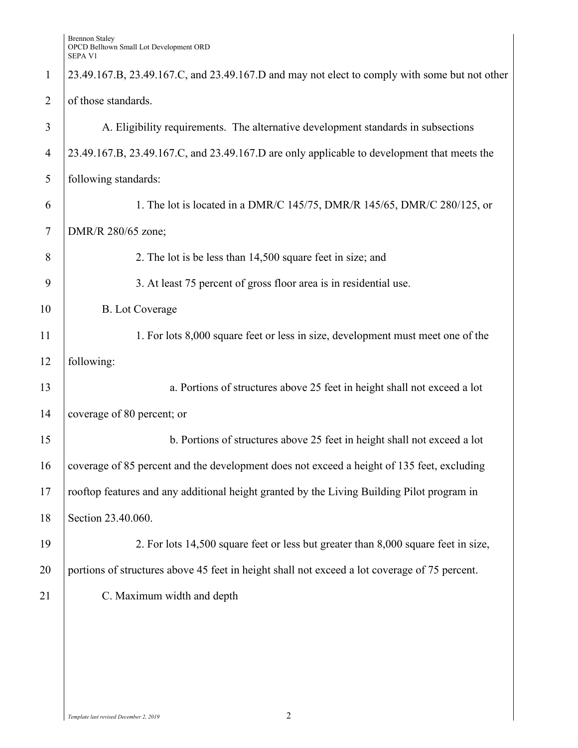23.49.167.B, 23.49.167.C, and 23.49.167.D and may not elect to comply with some but not other of those standards.

A. Eligibility requirements. The alternative development standards in subsections 23.49.167.B, 23.49.167.C, and 23.49.167.D are only applicable to development that meets the following standards:

1. The lot is located in a DMR/C 145/75, DMR/R 145/65, DMR/C 280/125, or DMR/R 280/65 zone;

2. The lot is be less than 14,500 square feet in size; and

3. At least 75 percent of gross floor area is in residential use.

B. Lot Coverage

1. For lots 8,000 square feet or less in size, development must meet one of the following:

a. Portions of structures above 25 feet in height shall not exceed a lot coverage of 80 percent; or

b. Portions of structures above 25 feet in height shall not exceed a lot coverage of 85 percent and the development does not exceed a height of 135 feet, excluding rooftop features and any additional height granted by the Living Building Pilot program in Section 23.40.060.

2. For lots 14,500 square feet or less but greater than 8,000 square feet in size, portions of structures above 45 feet in height shall not exceed a lot coverage of 75 percent.

C. Maximum width and depth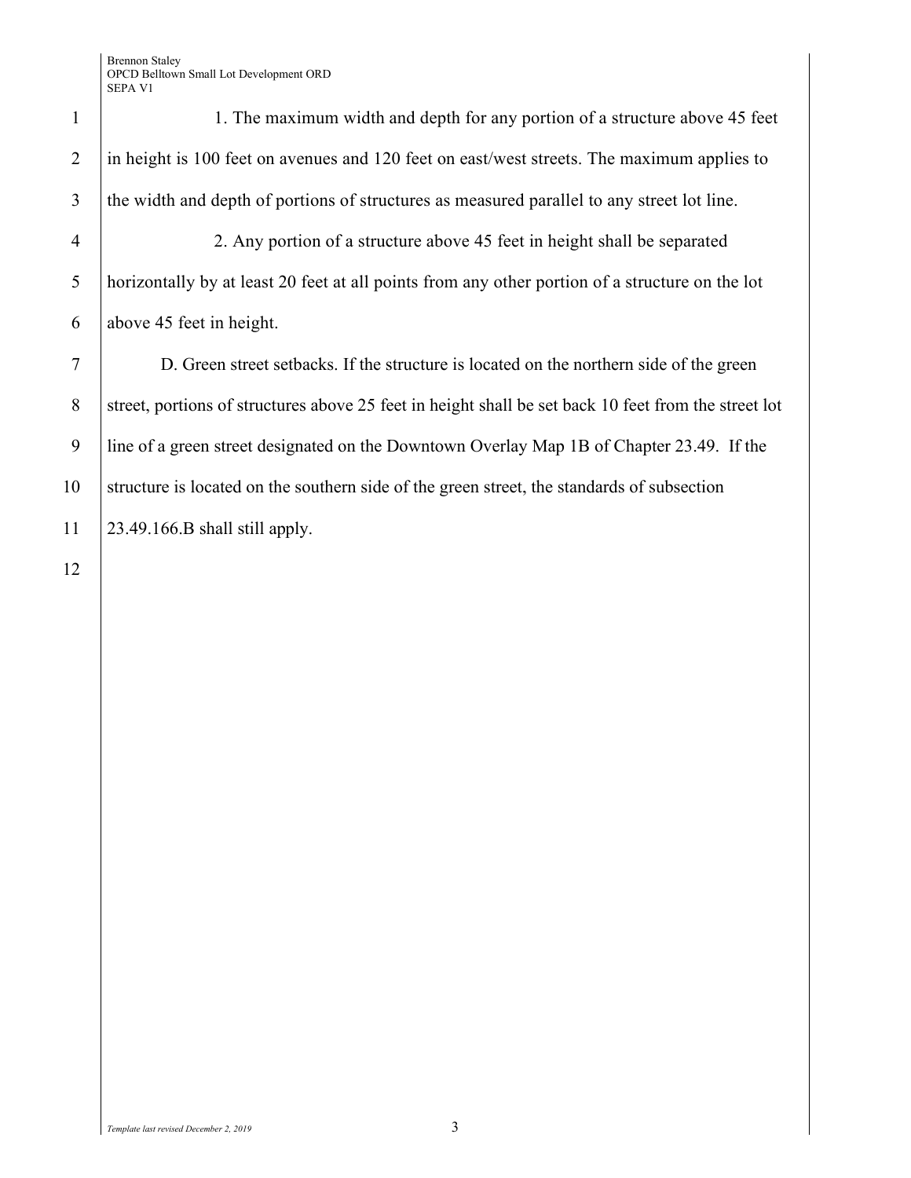1. The maximum width and depth for any portion of a structure above 45 feet in height is 100 feet on avenues and 120 feet on east/west streets. The maximum applies to the width and depth of portions of structures as measured parallel to any street lot line.

2. Any portion of a structure above 45 feet in height shall be separated horizontally by at least 20 feet at all points from any other portion of a structure on the lot above 45 feet in height.

D. Green street setbacks. If the structure is located on the northern side of the green street, portions of structures above 25 feet in height shall be set back 10 feet from the street lot line of a green street designated on the Downtown Overlay Map 1B of Chapter 23.49. If the structure is located on the southern side of the green street, the standards of subsection 23.49.166.B shall still apply.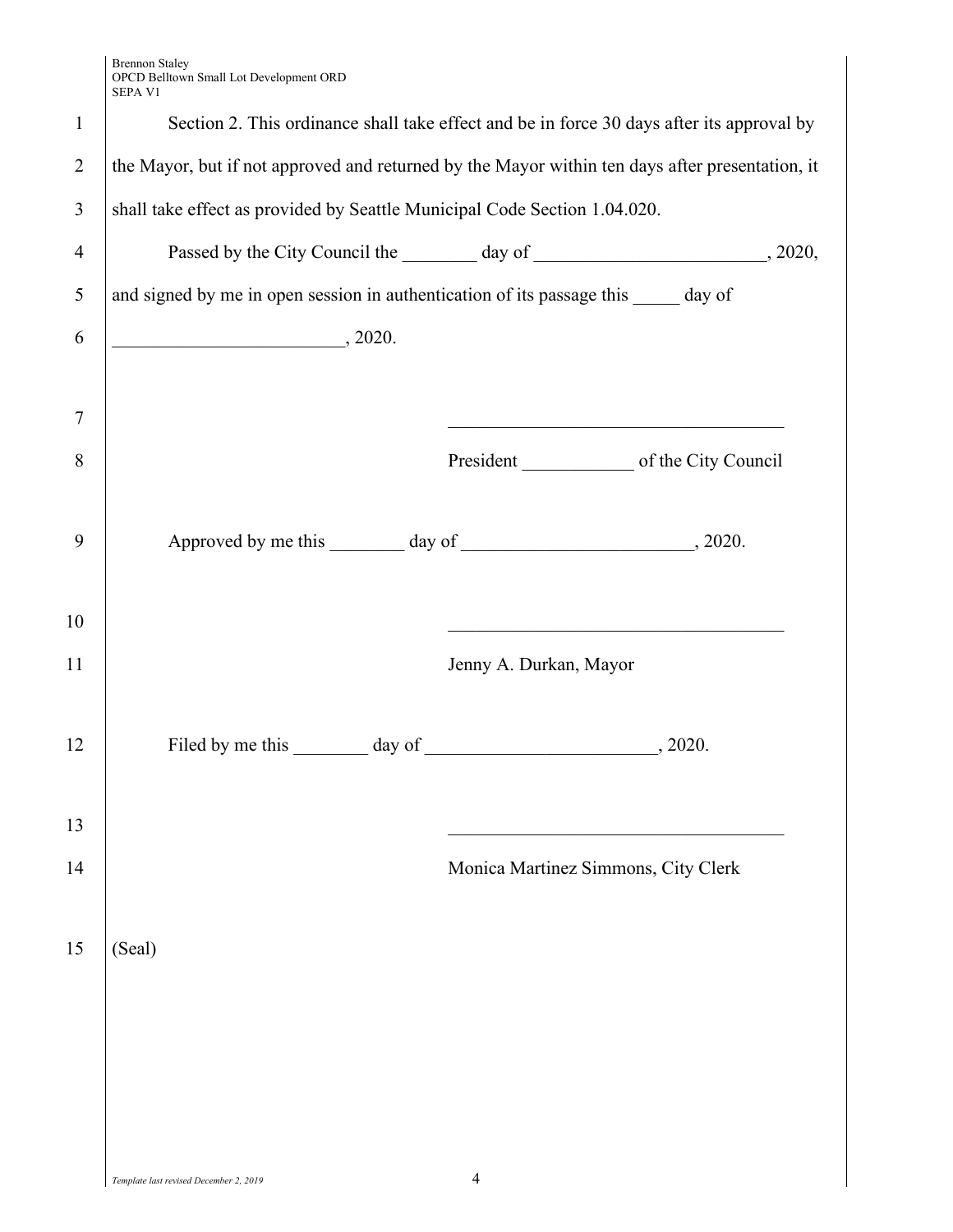Section 2. This ordinance shall take effect and be in force 30 days after its approval by the Mayor, but if not approved and returned by the Mayor within ten days after presentation, it shall take effect as provided by Seattle Municipal Code Section 1.04.020.

Passed by the City Council the ________ day of _________________________, 2020, and signed by me in open session in authentication of its passage this _____ day of _________________________, 2020.

____________________________________

President ____________ of the City Council

Approved by me this ________ day of _________________________, 2020.

____________________________________

Jenny A. Durkan, Mayor

Filed by me this ________ day of _________________________, 2020.

____________________________________

Monica Martinez Simmons, City Clerk

(Seal)